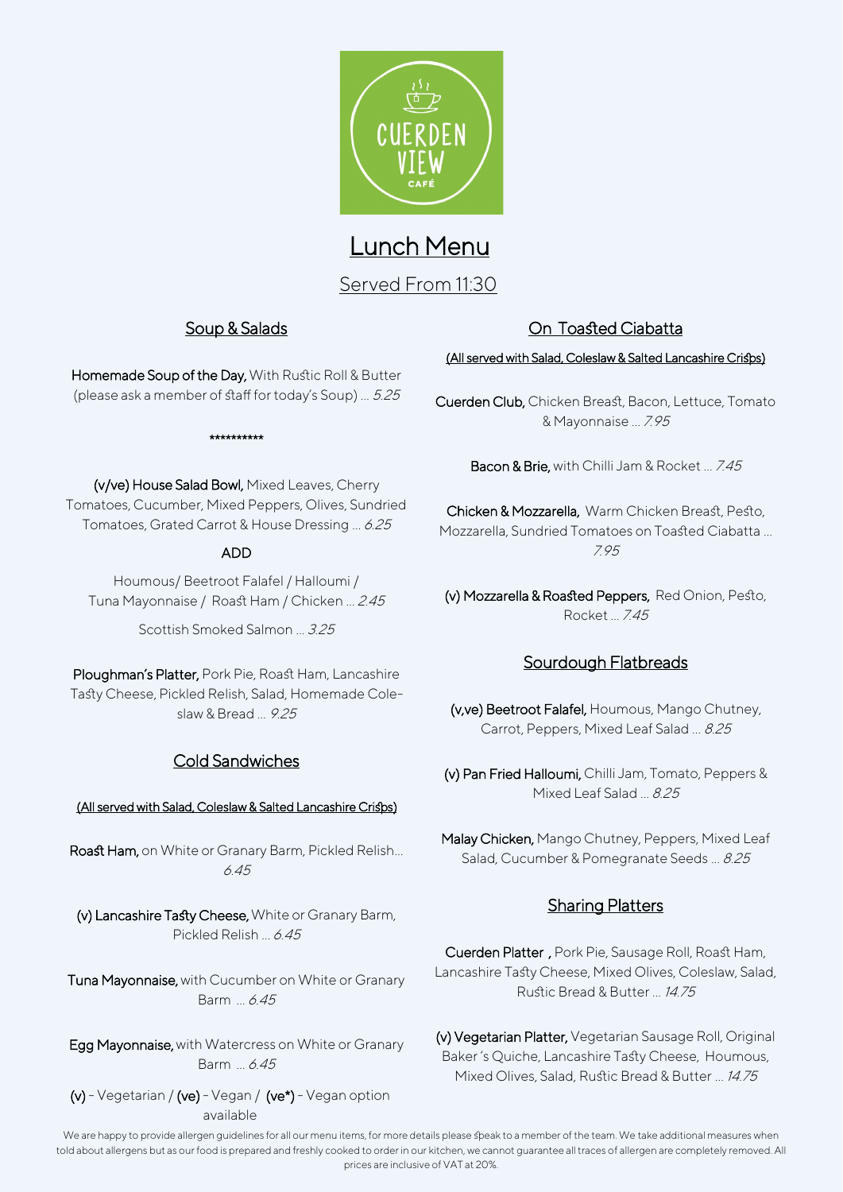CUERDEN VIEW CAFÉ

# Lunch Menu

Served From 11:30

## Soup & Salads

**Homemade Soup of the Day,** With Rustic Roll & Butter (please ask a member of staff for today's Soup) … *5.25*

**********

**(v/ve) House Salad Bowl,** Mixed Leaves, Cherry Tomatoes, Cucumber, Mixed Peppers, Olives, Sundried Tomatoes, Grated Carrot & House Dressing … *6.25*

ADD

Houmous/ Beetroot Falafel / Halloumi / Tuna Mayonnaise / Roast Ham / Chicken … *2.45*

Scottish Smoked Salmon … *3.25*

**Ploughman's Platter,** Pork Pie, Roast Ham, Lancashire Tasty Cheese, Pickled Relish, Salad, Homemade Coleslaw & Bread … *9.25*

## Cold Sandwiches

(All served with Salad, Coleslaw & Salted Lancashire Crisps)

**Roast Ham,** on White or Granary Barm, Pickled Relish… *6.45*

**(v) Lancashire Tasty Cheese,** White or Granary Barm, Pickled Relish … *6.45*

**Tuna Mayonnaise,** with Cucumber on White or Granary Barm … *6.45*

**Egg Mayonnaise,** with Watercress on White or Granary Barm … *6.45*

**(v)** - Vegetarian / **(ve)** - Vegan / **(ve*)** - Vegan option available

## On Toasted Ciabatta

(All served with Salad, Coleslaw & Salted Lancashire Crisps)

**Cuerden Club,** Chicken Breast, Bacon, Lettuce, Tomato & Mayonnaise … *7.95*

**Bacon & Brie,** with Chilli Jam & Rocket … *7.45*

**Chicken & Mozzarella,** Warm Chicken Breast, Pesto, Mozzarella, Sundried Tomatoes on Toasted Ciabatta … *7.95*

**(v) Mozzarella & Roasted Peppers,** Red Onion, Pesto, Rocket … *7.45*

## Sourdough Flatbreads

**(v,ve) Beetroot Falafel,** Houmous, Mango Chutney, Carrot, Peppers, Mixed Leaf Salad … *8.25*

**(v) Pan Fried Halloumi,** Chilli Jam, Tomato, Peppers & Mixed Leaf Salad … *8.25*

**Malay Chicken,** Mango Chutney, Peppers, Mixed Leaf Salad, Cucumber & Pomegranate Seeds … *8.25*

## Sharing Platters

**Cuerden Platter ,** Pork Pie, Sausage Roll, Roast Ham, Lancashire Tasty Cheese, Mixed Olives, Coleslaw, Salad, Rustic Bread & Butter … *14.75*

**(v) Vegetarian Platter,** Vegetarian Sausage Roll, Original Baker's Quiche, Lancashire Tasty Cheese, Houmous, Mixed Olives, Salad, Rustic Bread & Butter … *14.75*

We are happy to provide allergen guidelines for all our menu items, for more details please speak to a member of the team. We take additional measures when told about allergens but as our food is prepared and freshly cooked to order in our kitchen, we cannot guarantee all traces of allergen are completely removed. All prices are inclusive of VAT at 20%.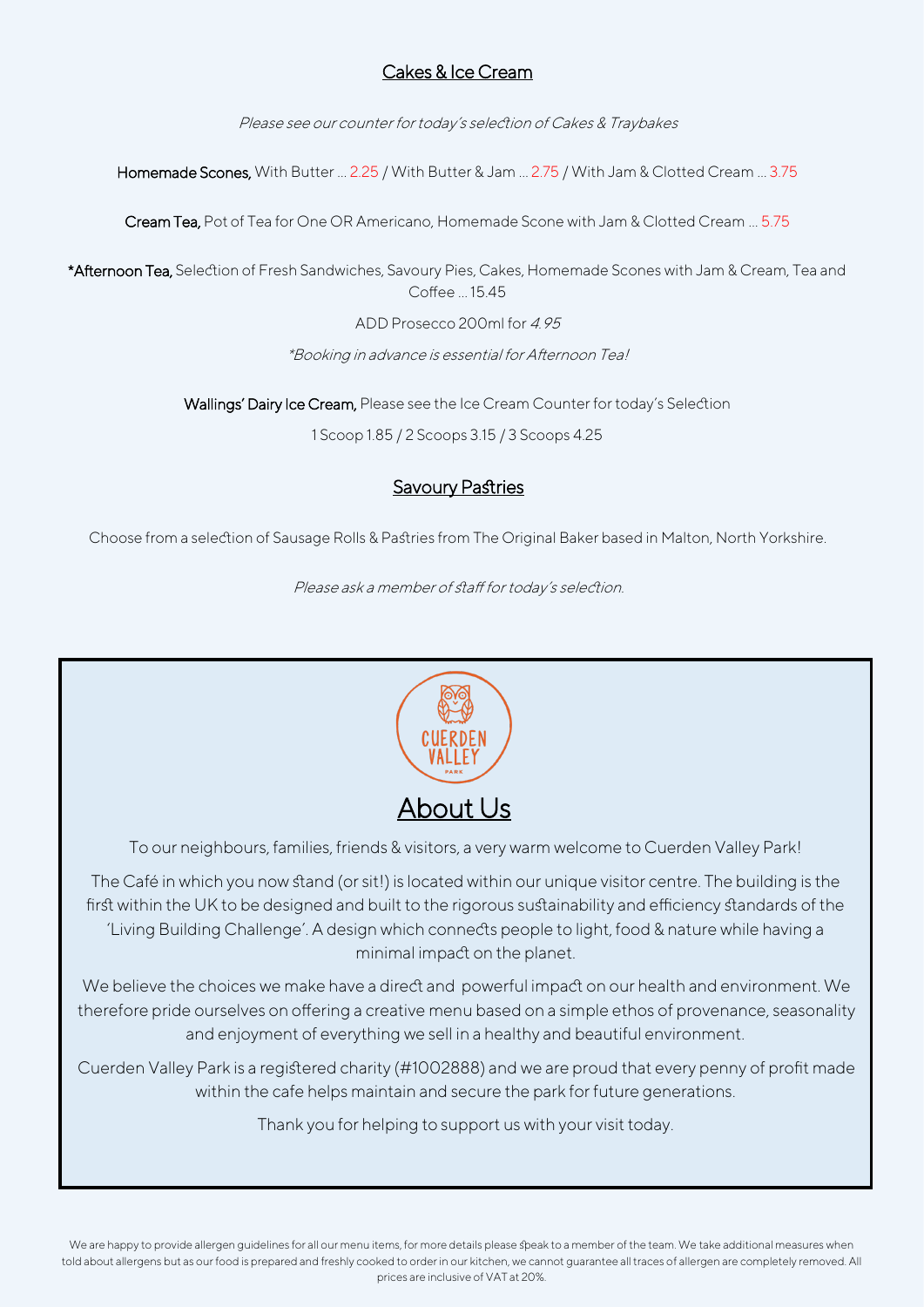## Cakes & Ice Cream

*Please see our counter for today's selection of Cakes & Traybakes*

**Homemade Scones,** With Butter ... 2.25 / With Butter & Jam ... 2.75 / With Jam & Clotted Cream ... 3.75

**Cream Tea,** Pot of Tea for One OR Americano, Homemade Scone with Jam & Clotted Cream ... 5.75

**\*Afternoon Tea,** Selection of Fresh Sandwiches, Savoury Pies, Cakes, Homemade Scones with Jam & Cream, Tea and Coffee ... 15.45

ADD Prosecco 200ml for *4.95*

*\*Booking in advance is essential for Afternoon Tea!*

**Wallings' Dairy Ice Cream,** Please see the Ice Cream Counter for today's Selection

1 Scoop 1.85 / 2 Scoops 3.15 / 3 Scoops 4.25

## Savoury Pastries

Choose from a selection of Sausage Rolls & Pastries from The Original Baker based in Malton, North Yorkshire.

*Please ask a member of staff for today's selection.*

CUERDEN VALLEY PARK

## About Us

To our neighbours, families, friends & visitors, a very warm welcome to Cuerden Valley Park!

The Café in which you now stand (or sit!) is located within our unique visitor centre. The building is the first within the UK to be designed and built to the rigorous sustainability and efficiency standards of the 'Living Building Challenge'. A design which connects people to light, food & nature while having a minimal impact on the planet.

We believe the choices we make have a direct and powerful impact on our health and environment. We therefore pride ourselves on offering a creative menu based on a simple ethos of provenance, seasonality and enjoyment of everything we sell in a healthy and beautiful environment.

Cuerden Valley Park is a registered charity (#1002888) and we are proud that every penny of profit made within the cafe helps maintain and secure the park for future generations.

Thank you for helping to support us with your visit today.

We are happy to provide allergen guidelines for all our menu items, for more details please speak to a member of the team. We take additional measures when told about allergens but as our food is prepared and freshly cooked to order in our kitchen, we cannot guarantee all traces of allergen are completely removed. All prices are inclusive of VAT at 20%.